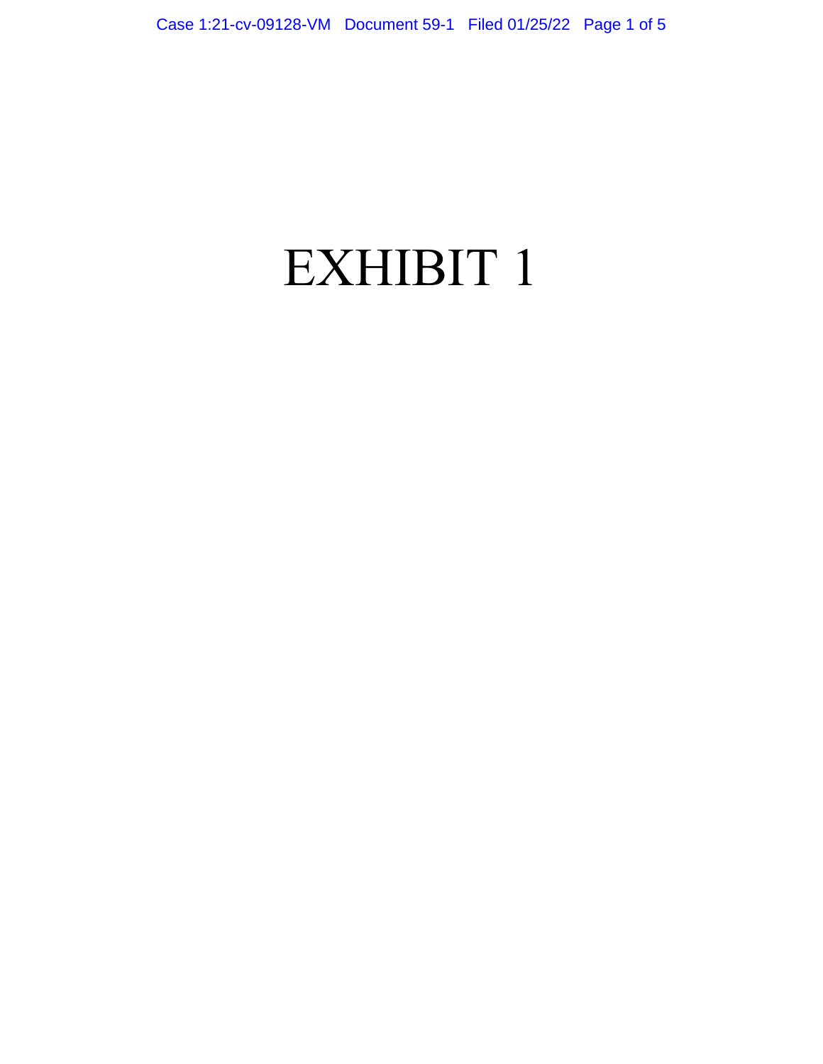# EXHIBIT 1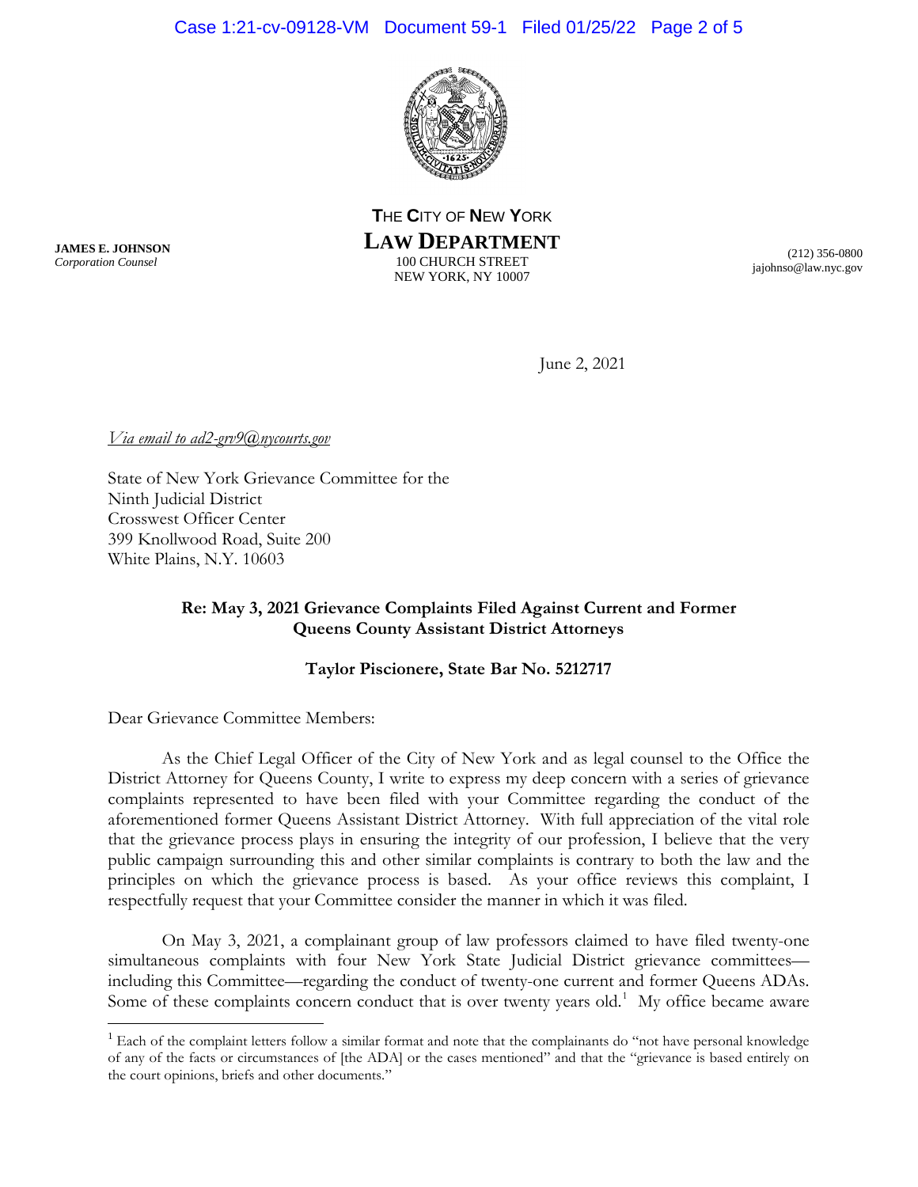THE CITY OF NEW YORK
**LAW DEPARTMENT**
100 CHURCH STREET
NEW YORK, NY 10007

**JAMES E. JOHNSON**
*Corporation Counsel*

(212) 356-0800
jajohnso@law.nyc.gov

June 2, 2021

*Via email to ad2-grv9@nycourts.gov*

State of New York Grievance Committee for the
Ninth Judicial District
Crosswest Officer Center
399 Knollwood Road, Suite 200
White Plains, N.Y. 10603

**Re: May 3, 2021 Grievance Complaints Filed Against Current and Former Queens County Assistant District Attorneys**

**Taylor Piscionere, State Bar No. 5212717**

Dear Grievance Committee Members:

As the Chief Legal Officer of the City of New York and as legal counsel to the Office the District Attorney for Queens County, I write to express my deep concern with a series of grievance complaints represented to have been filed with your Committee regarding the conduct of the aforementioned former Queens Assistant District Attorney. With full appreciation of the vital role that the grievance process plays in ensuring the integrity of our profession, I believe that the very public campaign surrounding this and other similar complaints is contrary to both the law and the principles on which the grievance process is based. As your office reviews this complaint, I respectfully request that your Committee consider the manner in which it was filed.

On May 3, 2021, a complainant group of law professors claimed to have filed twenty-one simultaneous complaints with four New York State Judicial District grievance committees—including this Committee—regarding the conduct of twenty-one current and former Queens ADAs. Some of these complaints concern conduct that is over twenty years old.[1] My office became aware

[1] Each of the complaint letters follow a similar format and note that the complainants do "not have personal knowledge of any of the facts or circumstances of [the ADA] or the cases mentioned" and that the "grievance is based entirely on the court opinions, briefs and other documents."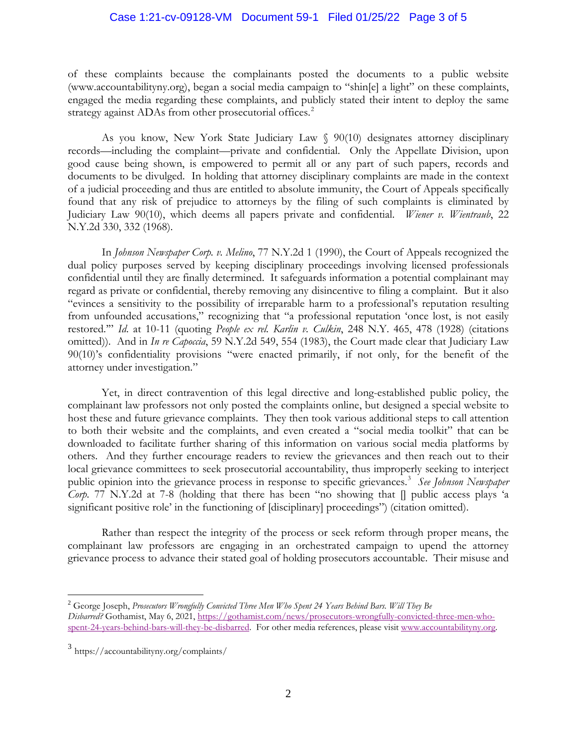of these complaints because the complainants posted the documents to a public website (www.accountabilityny.org), began a social media campaign to "shin[e] a light" on these complaints, engaged the media regarding these complaints, and publicly stated their intent to deploy the same strategy against ADAs from other prosecutorial offices.[2]

As you know, New York State Judiciary Law § 90(10) designates attorney disciplinary records—including the complaint—private and confidential. Only the Appellate Division, upon good cause being shown, is empowered to permit all or any part of such papers, records and documents to be divulged. In holding that attorney disciplinary complaints are made in the context of a judicial proceeding and thus are entitled to absolute immunity, the Court of Appeals specifically found that any risk of prejudice to attorneys by the filing of such complaints is eliminated by Judiciary Law 90(10), which deems all papers private and confidential. *Wiener v. Wientraub*, 22 N.Y.2d 330, 332 (1968).

In *Johnson Newspaper Corp. v. Melino*, 77 N.Y.2d 1 (1990), the Court of Appeals recognized the dual policy purposes served by keeping disciplinary proceedings involving licensed professionals confidential until they are finally determined. It safeguards information a potential complainant may regard as private or confidential, thereby removing any disincentive to filing a complaint. But it also "evinces a sensitivity to the possibility of irreparable harm to a professional's reputation resulting from unfounded accusations," recognizing that "a professional reputation 'once lost, is not easily restored.'" *Id.* at 10-11 (quoting *People ex rel. Karlin v. Culkin*, 248 N.Y. 465, 478 (1928) (citations omitted)). And in *In re Capoccia*, 59 N.Y.2d 549, 554 (1983), the Court made clear that Judiciary Law 90(10)'s confidentiality provisions "were enacted primarily, if not only, for the benefit of the attorney under investigation."

Yet, in direct contravention of this legal directive and long-established public policy, the complainant law professors not only posted the complaints online, but designed a special website to host these and future grievance complaints. They then took various additional steps to call attention to both their website and the complaints, and even created a "social media toolkit" that can be downloaded to facilitate further sharing of this information on various social media platforms by others. And they further encourage readers to review the grievances and then reach out to their local grievance committees to seek prosecutorial accountability, thus improperly seeking to interject public opinion into the grievance process in response to specific grievances.[3] *See Johnson Newspaper Corp.* 77 N.Y.2d at 7-8 (holding that there has been "no showing that [] public access plays 'a significant positive role' in the functioning of [disciplinary] proceedings") (citation omitted).

Rather than respect the integrity of the process or seek reform through proper means, the complainant law professors are engaging in an orchestrated campaign to upend the attorney grievance process to advance their stated goal of holding prosecutors accountable. Their misuse and

---

[2] George Joseph, *Prosecutors Wrongfully Convicted Three Men Who Spent 24 Years Behind Bars. Will They Be Disbarred?* Gothamist, May 6, 2021, https://gothamist.com/news/prosecutors-wrongfully-convicted-three-men-who-spent-24-years-behind-bars-will-they-be-disbarred. For other media references, please visit www.accountabilityny.org.

[3] https://accountabilityny.org/complaints/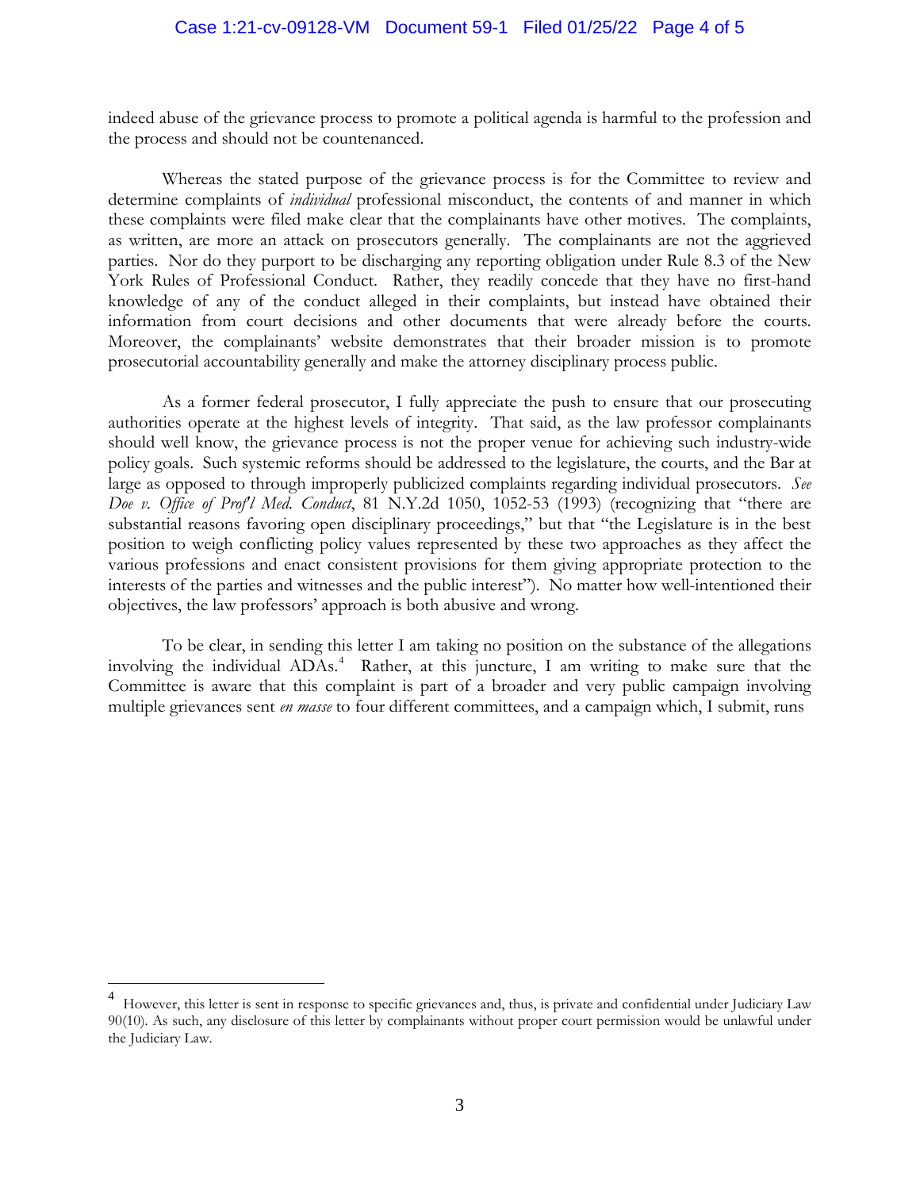indeed abuse of the grievance process to promote a political agenda is harmful to the profession and the process and should not be countenanced.

Whereas the stated purpose of the grievance process is for the Committee to review and determine complaints of *individual* professional misconduct, the contents of and manner in which these complaints were filed make clear that the complainants have other motives. The complaints, as written, are more an attack on prosecutors generally. The complainants are not the aggrieved parties. Nor do they purport to be discharging any reporting obligation under Rule 8.3 of the New York Rules of Professional Conduct. Rather, they readily concede that they have no first-hand knowledge of any of the conduct alleged in their complaints, but instead have obtained their information from court decisions and other documents that were already before the courts. Moreover, the complainants' website demonstrates that their broader mission is to promote prosecutorial accountability generally and make the attorney disciplinary process public.

As a former federal prosecutor, I fully appreciate the push to ensure that our prosecuting authorities operate at the highest levels of integrity. That said, as the law professor complainants should well know, the grievance process is not the proper venue for achieving such industry-wide policy goals. Such systemic reforms should be addressed to the legislature, the courts, and the Bar at large as opposed to through improperly publicized complaints regarding individual prosecutors. *See Doe v. Office of Prof'l Med. Conduct*, 81 N.Y.2d 1050, 1052-53 (1993) (recognizing that "there are substantial reasons favoring open disciplinary proceedings," but that "the Legislature is in the best position to weigh conflicting policy values represented by these two approaches as they affect the various professions and enact consistent provisions for them giving appropriate protection to the interests of the parties and witnesses and the public interest"). No matter how well-intentioned their objectives, the law professors' approach is both abusive and wrong.

To be clear, in sending this letter I am taking no position on the substance of the allegations involving the individual ADAs.[4] Rather, at this juncture, I am writing to make sure that the Committee is aware that this complaint is part of a broader and very public campaign involving multiple grievances sent *en masse* to four different committees, and a campaign which, I submit, runs

---

[4] However, this letter is sent in response to specific grievances and, thus, is private and confidential under Judiciary Law 90(10). As such, any disclosure of this letter by complainants without proper court permission would be unlawful under the Judiciary Law.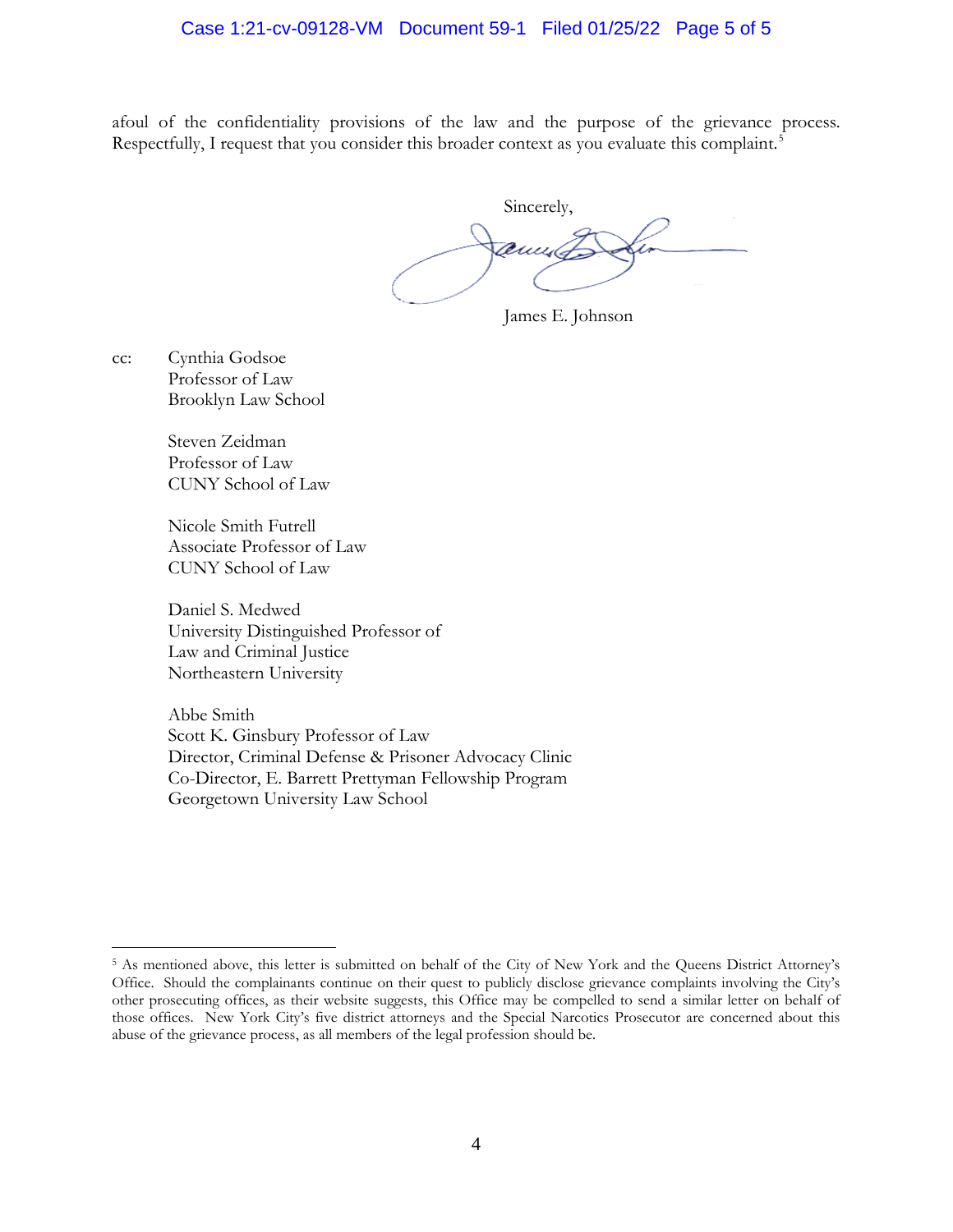afoul of the confidentiality provisions of the law and the purpose of the grievance process. Respectfully, I request that you consider this broader context as you evaluate this complaint.[5]

Sincerely,

James E. Johnson

cc: Cynthia Godsoe
Professor of Law
Brooklyn Law School

Steven Zeidman
Professor of Law
CUNY School of Law

Nicole Smith Futrell
Associate Professor of Law
CUNY School of Law

Daniel S. Medwed
University Distinguished Professor of
Law and Criminal Justice
Northeastern University

Abbe Smith
Scott K. Ginsbury Professor of Law
Director, Criminal Defense & Prisoner Advocacy Clinic
Co-Director, E. Barrett Prettyman Fellowship Program
Georgetown University Law School

---

[5] As mentioned above, this letter is submitted on behalf of the City of New York and the Queens District Attorney's Office. Should the complainants continue on their quest to publicly disclose grievance complaints involving the City's other prosecuting offices, as their website suggests, this Office may be compelled to send a similar letter on behalf of those offices. New York City's five district attorneys and the Special Narcotics Prosecutor are concerned about this abuse of the grievance process, as all members of the legal profession should be.